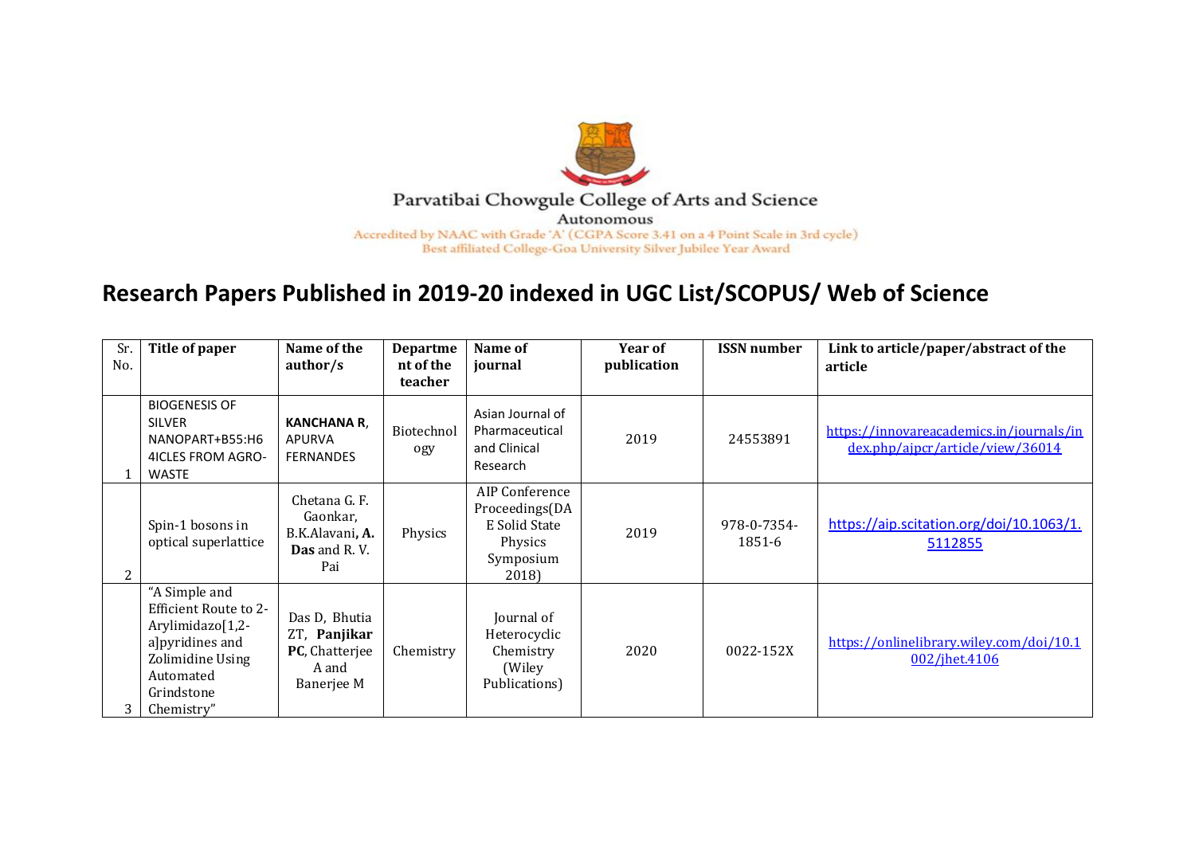Parvatibai Chowgule College of Arts and Science

Autonomous

Accredited by NAAC with Grade 'A' (CGPA Score 3.41 on a 4 Point Scale in 3rd cycle)

Best affiliated College-Goa University Silver Jubilee Year Award

# Research Papers Published in 2019-20 indexed in UGC List/SCOPUS/ Web of Science

| Sr. No. | Title of paper | Name of the author/s | Department of the teacher | Name of journal | Year of publication | ISSN number | Link to article/paper/abstract of the article |
|---|---|---|---|---|---|---|---|
| 1 | BIOGENESIS OF SILVER NANOPART+B55:H64ICLES FROM AGRO-WASTE | **KANCHANA R**, APURVA FERNANDES | Biotechnology | Asian Journal of Pharmaceutical and Clinical Research | 2019 | 24553891 | https://innovareacademics.in/journals/index.php/ajpcr/article/view/36014 |
| 2 | Spin-1 bosons in optical superlattice | Chetana G. F. Gaonkar, B.K.Alavani, **A. Das** and R. V. Pai | Physics | AIP Conference Proceedings(DAE Solid State Physics Symposium 2018) | 2019 | 978-0-7354-1851-6 | https://aip.scitation.org/doi/10.1063/1.5112855 |
| 3 | "A Simple and Efficient Route to 2-Arylimidazo[1,2-a]pyridines and Zolimidine Using Automated Grindstone Chemistry" | Das D, Bhutia ZT, **Panjikar PC**, Chatterjee A and Banerjee M | Chemistry | Journal of Heterocyclic Chemistry (Wiley Publications) | 2020 | 0022-152X | https://onlinelibrary.wiley.com/doi/10.1002/jhet.4106 |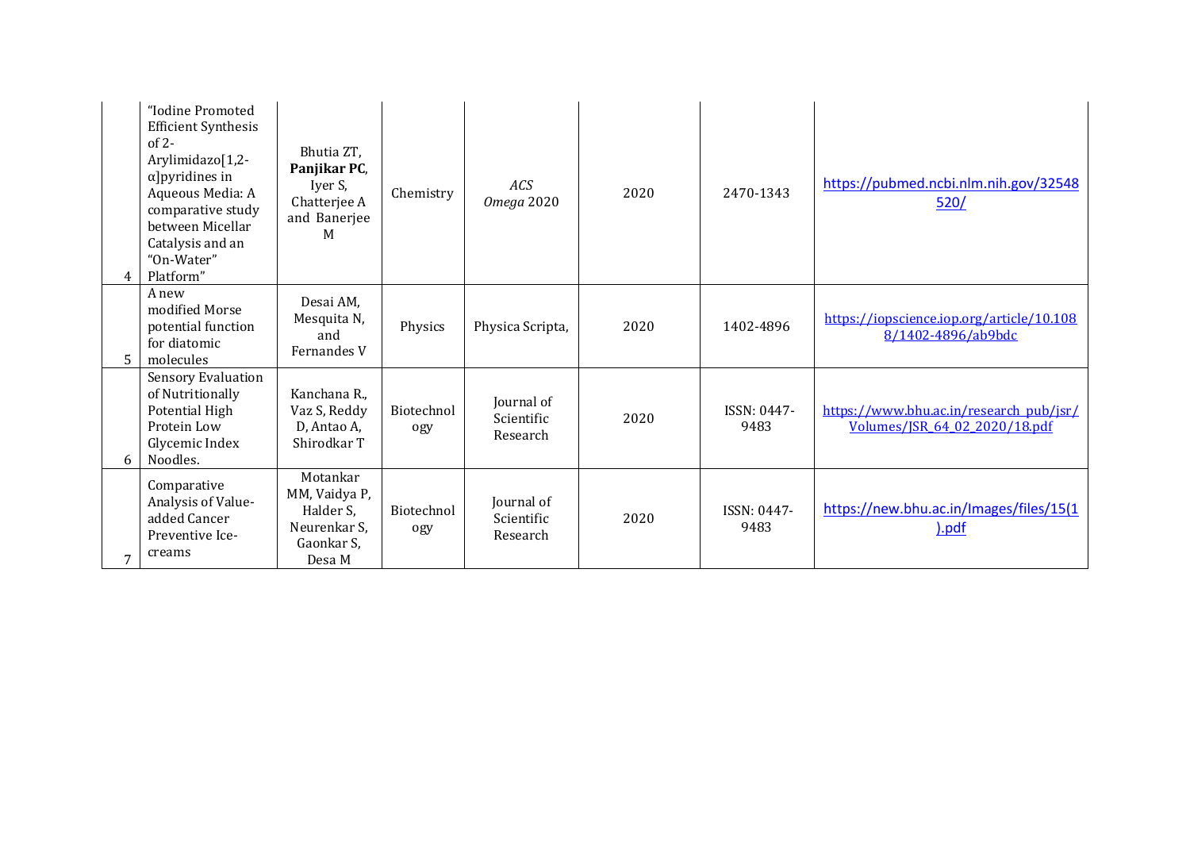| | | | | | | | |
|---|---|---|---|---|---|---|---|
| 4 | "Iodine Promoted Efficient Synthesis of 2-Arylimidazo[1,2-α]pyridines in Aqueous Media: A comparative study between Micellar Catalysis and an "On-Water" Platform" | Bhutia ZT, **Panjikar PC**, Iyer S, Chatterjee A and Banerjee M | Chemistry | *ACS Omega* 2020 | 2020 | 2470-1343 | https://pubmed.ncbi.nlm.nih.gov/32548520/ |
| 5 | A new modified Morse potential function for diatomic molecules | Desai AM, Mesquita N, and Fernandes V | Physics | Physica Scripta, | 2020 | 1402-4896 | https://iopscience.iop.org/article/10.1088/1402-4896/ab9bdc |
| 6 | Sensory Evaluation of Nutritionally Potential High Protein Low Glycemic Index Noodles. | Kanchana R., Vaz S, Reddy D, Antao A, Shirodkar T | Biotechnology | Journal of Scientific Research | 2020 | ISSN: 0447-9483 | https://www.bhu.ac.in/research_pub/jsr/Volumes/JSR_64_02_2020/18.pdf |
| 7 | Comparative Analysis of Value-added Cancer Preventive Ice-creams | Motankar MM, Vaidya P, Halder S, Neurenkar S, Gaonkar S, Desa M | Biotechnology | Journal of Scientific Research | 2020 | ISSN: 0447-9483 | https://new.bhu.ac.in/Images/files/15(1).pdf |